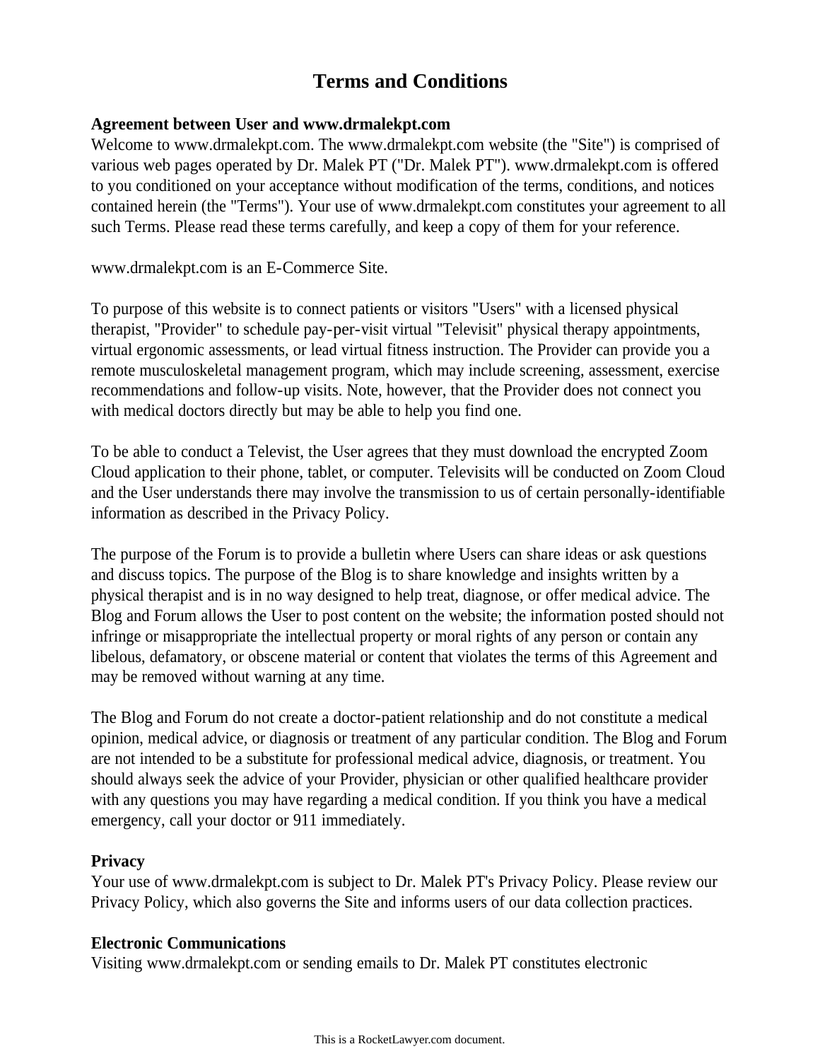# Terms and Conditions

**Agreement between User and www.drmalekpt.com**

Welcome to www.drmalekpt.com. The www.drmalekpt.com website (the "Site") is comprised of various web pages operated by Dr. Malek PT ("Dr. Malek PT"). www.drmalekpt.com is offered to you conditioned on your acceptance without modification of the terms, conditions, and notices contained herein (the "Terms"). Your use of www.drmalekpt.com constitutes your agreement to all such Terms. Please read these terms carefully, and keep a copy of them for your reference.

www.drmalekpt.com is an E-Commerce Site.

To purpose of this website is to connect patients or visitors "Users" with a licensed physical therapist, "Provider" to schedule pay-per-visit virtual "Televisit" physical therapy appointments, virtual ergonomic assessments, or lead virtual fitness instruction. The Provider can provide you a remote musculoskeletal management program, which may include screening, assessment, exercise recommendations and follow-up visits. Note, however, that the Provider does not connect you with medical doctors directly but may be able to help you find one.

To be able to conduct a Televist, the User agrees that they must download the encrypted Zoom Cloud application to their phone, tablet, or computer. Televisits will be conducted on Zoom Cloud and the User understands there may involve the transmission to us of certain personally-identifiable information as described in the Privacy Policy.

The purpose of the Forum is to provide a bulletin where Users can share ideas or ask questions and discuss topics. The purpose of the Blog is to share knowledge and insights written by a physical therapist and is in no way designed to help treat, diagnose, or offer medical advice. The Blog and Forum allows the User to post content on the website; the information posted should not infringe or misappropriate the intellectual property or moral rights of any person or contain any libelous, defamatory, or obscene material or content that violates the terms of this Agreement and may be removed without warning at any time.

The Blog and Forum do not create a doctor-patient relationship and do not constitute a medical opinion, medical advice, or diagnosis or treatment of any particular condition. The Blog and Forum are not intended to be a substitute for professional medical advice, diagnosis, or treatment. You should always seek the advice of your Provider, physician or other qualified healthcare provider with any questions you may have regarding a medical condition. If you think you have a medical emergency, call your doctor or 911 immediately.

**Privacy**

Your use of www.drmalekpt.com is subject to Dr. Malek PT's Privacy Policy. Please review our Privacy Policy, which also governs the Site and informs users of our data collection practices.

**Electronic Communications**

Visiting www.drmalekpt.com or sending emails to Dr. Malek PT constitutes electronic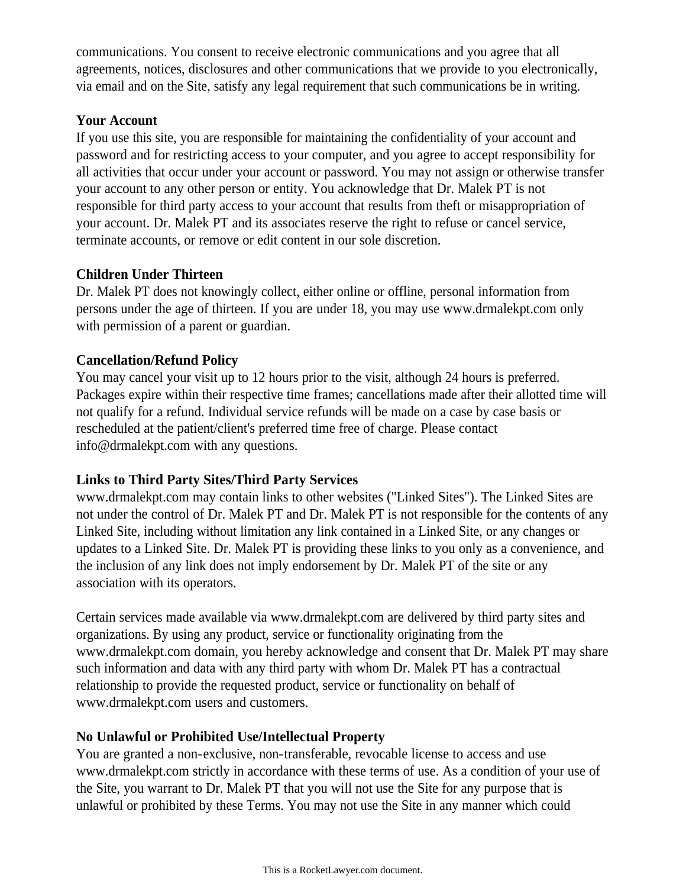communications. You consent to receive electronic communications and you agree that all agreements, notices, disclosures and other communications that we provide to you electronically, via email and on the Site, satisfy any legal requirement that such communications be in writing.

**Your Account**

If you use this site, you are responsible for maintaining the confidentiality of your account and password and for restricting access to your computer, and you agree to accept responsibility for all activities that occur under your account or password. You may not assign or otherwise transfer your account to any other person or entity. You acknowledge that Dr. Malek PT is not responsible for third party access to your account that results from theft or misappropriation of your account. Dr. Malek PT and its associates reserve the right to refuse or cancel service, terminate accounts, or remove or edit content in our sole discretion.

**Children Under Thirteen**

Dr. Malek PT does not knowingly collect, either online or offline, personal information from persons under the age of thirteen. If you are under 18, you may use www.drmalekpt.com only with permission of a parent or guardian.

**Cancellation/Refund Policy**

You may cancel your visit up to 12 hours prior to the visit, although 24 hours is preferred. Packages expire within their respective time frames; cancellations made after their allotted time will not qualify for a refund. Individual service refunds will be made on a case by case basis or rescheduled at the patient/client's preferred time free of charge. Please contact info@drmalekpt.com with any questions.

**Links to Third Party Sites/Third Party Services**

www.drmalekpt.com may contain links to other websites ("Linked Sites"). The Linked Sites are not under the control of Dr. Malek PT and Dr. Malek PT is not responsible for the contents of any Linked Site, including without limitation any link contained in a Linked Site, or any changes or updates to a Linked Site. Dr. Malek PT is providing these links to you only as a convenience, and the inclusion of any link does not imply endorsement by Dr. Malek PT of the site or any association with its operators.

Certain services made available via www.drmalekpt.com are delivered by third party sites and organizations. By using any product, service or functionality originating from the www.drmalekpt.com domain, you hereby acknowledge and consent that Dr. Malek PT may share such information and data with any third party with whom Dr. Malek PT has a contractual relationship to provide the requested product, service or functionality on behalf of www.drmalekpt.com users and customers.

**No Unlawful or Prohibited Use/Intellectual Property**

You are granted a non-exclusive, non-transferable, revocable license to access and use www.drmalekpt.com strictly in accordance with these terms of use. As a condition of your use of the Site, you warrant to Dr. Malek PT that you will not use the Site for any purpose that is unlawful or prohibited by these Terms. You may not use the Site in any manner which could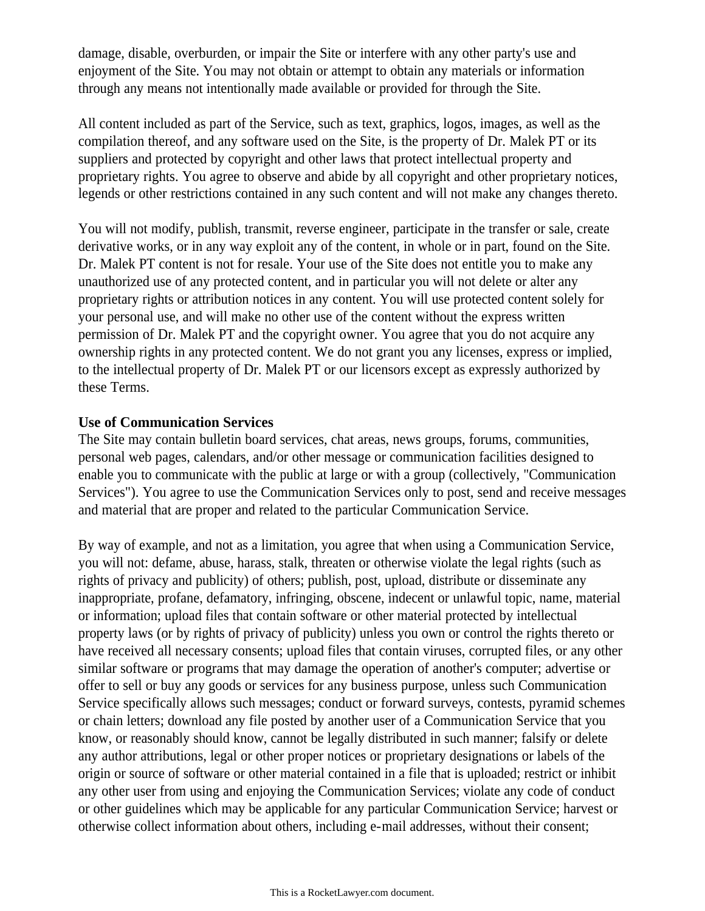damage, disable, overburden, or impair the Site or interfere with any other party's use and enjoyment of the Site. You may not obtain or attempt to obtain any materials or information through any means not intentionally made available or provided for through the Site.

All content included as part of the Service, such as text, graphics, logos, images, as well as the compilation thereof, and any software used on the Site, is the property of Dr. Malek PT or its suppliers and protected by copyright and other laws that protect intellectual property and proprietary rights. You agree to observe and abide by all copyright and other proprietary notices, legends or other restrictions contained in any such content and will not make any changes thereto.

You will not modify, publish, transmit, reverse engineer, participate in the transfer or sale, create derivative works, or in any way exploit any of the content, in whole or in part, found on the Site. Dr. Malek PT content is not for resale. Your use of the Site does not entitle you to make any unauthorized use of any protected content, and in particular you will not delete or alter any proprietary rights or attribution notices in any content. You will use protected content solely for your personal use, and will make no other use of the content without the express written permission of Dr. Malek PT and the copyright owner. You agree that you do not acquire any ownership rights in any protected content. We do not grant you any licenses, express or implied, to the intellectual property of Dr. Malek PT or our licensors except as expressly authorized by these Terms.

**Use of Communication Services**

The Site may contain bulletin board services, chat areas, news groups, forums, communities, personal web pages, calendars, and/or other message or communication facilities designed to enable you to communicate with the public at large or with a group (collectively, "Communication Services"). You agree to use the Communication Services only to post, send and receive messages and material that are proper and related to the particular Communication Service.

By way of example, and not as a limitation, you agree that when using a Communication Service, you will not: defame, abuse, harass, stalk, threaten or otherwise violate the legal rights (such as rights of privacy and publicity) of others; publish, post, upload, distribute or disseminate any inappropriate, profane, defamatory, infringing, obscene, indecent or unlawful topic, name, material or information; upload files that contain software or other material protected by intellectual property laws (or by rights of privacy of publicity) unless you own or control the rights thereto or have received all necessary consents; upload files that contain viruses, corrupted files, or any other similar software or programs that may damage the operation of another's computer; advertise or offer to sell or buy any goods or services for any business purpose, unless such Communication Service specifically allows such messages; conduct or forward surveys, contests, pyramid schemes or chain letters; download any file posted by another user of a Communication Service that you know, or reasonably should know, cannot be legally distributed in such manner; falsify or delete any author attributions, legal or other proper notices or proprietary designations or labels of the origin or source of software or other material contained in a file that is uploaded; restrict or inhibit any other user from using and enjoying the Communication Services; violate any code of conduct or other guidelines which may be applicable for any particular Communication Service; harvest or otherwise collect information about others, including e-mail addresses, without their consent;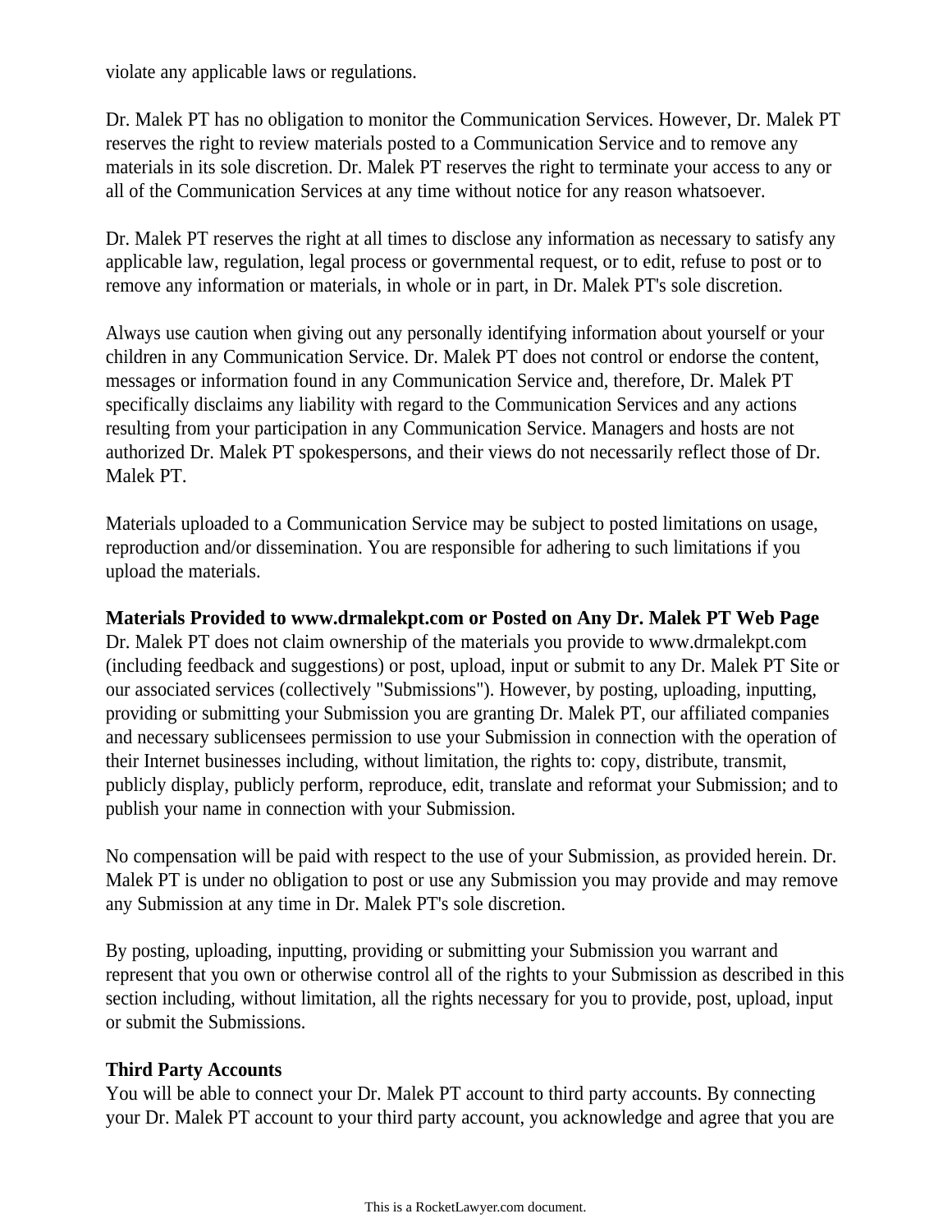violate any applicable laws or regulations.

Dr. Malek PT has no obligation to monitor the Communication Services. However, Dr. Malek PT reserves the right to review materials posted to a Communication Service and to remove any materials in its sole discretion. Dr. Malek PT reserves the right to terminate your access to any or all of the Communication Services at any time without notice for any reason whatsoever.

Dr. Malek PT reserves the right at all times to disclose any information as necessary to satisfy any applicable law, regulation, legal process or governmental request, or to edit, refuse to post or to remove any information or materials, in whole or in part, in Dr. Malek PT's sole discretion.

Always use caution when giving out any personally identifying information about yourself or your children in any Communication Service. Dr. Malek PT does not control or endorse the content, messages or information found in any Communication Service and, therefore, Dr. Malek PT specifically disclaims any liability with regard to the Communication Services and any actions resulting from your participation in any Communication Service. Managers and hosts are not authorized Dr. Malek PT spokespersons, and their views do not necessarily reflect those of Dr. Malek PT.

Materials uploaded to a Communication Service may be subject to posted limitations on usage, reproduction and/or dissemination. You are responsible for adhering to such limitations if you upload the materials.

**Materials Provided to www.drmalekpt.com or Posted on Any Dr. Malek PT Web Page**
Dr. Malek PT does not claim ownership of the materials you provide to www.drmalekpt.com (including feedback and suggestions) or post, upload, input or submit to any Dr. Malek PT Site or our associated services (collectively "Submissions"). However, by posting, uploading, inputting, providing or submitting your Submission you are granting Dr. Malek PT, our affiliated companies and necessary sublicensees permission to use your Submission in connection with the operation of their Internet businesses including, without limitation, the rights to: copy, distribute, transmit, publicly display, publicly perform, reproduce, edit, translate and reformat your Submission; and to publish your name in connection with your Submission.

No compensation will be paid with respect to the use of your Submission, as provided herein. Dr. Malek PT is under no obligation to post or use any Submission you may provide and may remove any Submission at any time in Dr. Malek PT's sole discretion.

By posting, uploading, inputting, providing or submitting your Submission you warrant and represent that you own or otherwise control all of the rights to your Submission as described in this section including, without limitation, all the rights necessary for you to provide, post, upload, input or submit the Submissions.

**Third Party Accounts**
You will be able to connect your Dr. Malek PT account to third party accounts. By connecting your Dr. Malek PT account to your third party account, you acknowledge and agree that you are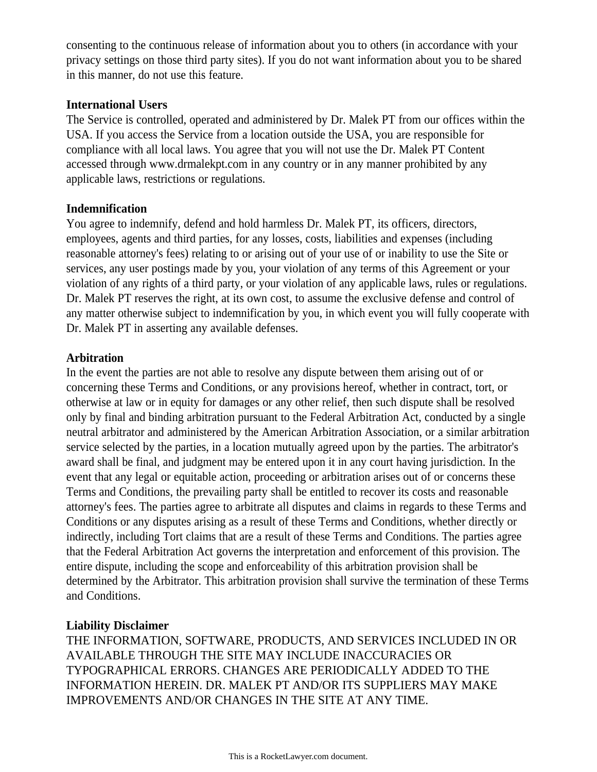consenting to the continuous release of information about you to others (in accordance with your privacy settings on those third party sites). If you do not want information about you to be shared in this manner, do not use this feature.

**International Users**

The Service is controlled, operated and administered by Dr. Malek PT from our offices within the USA. If you access the Service from a location outside the USA, you are responsible for compliance with all local laws. You agree that you will not use the Dr. Malek PT Content accessed through www.drmalekpt.com in any country or in any manner prohibited by any applicable laws, restrictions or regulations.

**Indemnification**

You agree to indemnify, defend and hold harmless Dr. Malek PT, its officers, directors, employees, agents and third parties, for any losses, costs, liabilities and expenses (including reasonable attorney's fees) relating to or arising out of your use of or inability to use the Site or services, any user postings made by you, your violation of any terms of this Agreement or your violation of any rights of a third party, or your violation of any applicable laws, rules or regulations. Dr. Malek PT reserves the right, at its own cost, to assume the exclusive defense and control of any matter otherwise subject to indemnification by you, in which event you will fully cooperate with Dr. Malek PT in asserting any available defenses.

**Arbitration**

In the event the parties are not able to resolve any dispute between them arising out of or concerning these Terms and Conditions, or any provisions hereof, whether in contract, tort, or otherwise at law or in equity for damages or any other relief, then such dispute shall be resolved only by final and binding arbitration pursuant to the Federal Arbitration Act, conducted by a single neutral arbitrator and administered by the American Arbitration Association, or a similar arbitration service selected by the parties, in a location mutually agreed upon by the parties. The arbitrator's award shall be final, and judgment may be entered upon it in any court having jurisdiction. In the event that any legal or equitable action, proceeding or arbitration arises out of or concerns these Terms and Conditions, the prevailing party shall be entitled to recover its costs and reasonable attorney's fees. The parties agree to arbitrate all disputes and claims in regards to these Terms and Conditions or any disputes arising as a result of these Terms and Conditions, whether directly or indirectly, including Tort claims that are a result of these Terms and Conditions. The parties agree that the Federal Arbitration Act governs the interpretation and enforcement of this provision. The entire dispute, including the scope and enforceability of this arbitration provision shall be determined by the Arbitrator. This arbitration provision shall survive the termination of these Terms and Conditions.

**Liability Disclaimer**

THE INFORMATION, SOFTWARE, PRODUCTS, AND SERVICES INCLUDED IN OR AVAILABLE THROUGH THE SITE MAY INCLUDE INACCURACIES OR TYPOGRAPHICAL ERRORS. CHANGES ARE PERIODICALLY ADDED TO THE INFORMATION HEREIN. DR. MALEK PT AND/OR ITS SUPPLIERS MAY MAKE IMPROVEMENTS AND/OR CHANGES IN THE SITE AT ANY TIME.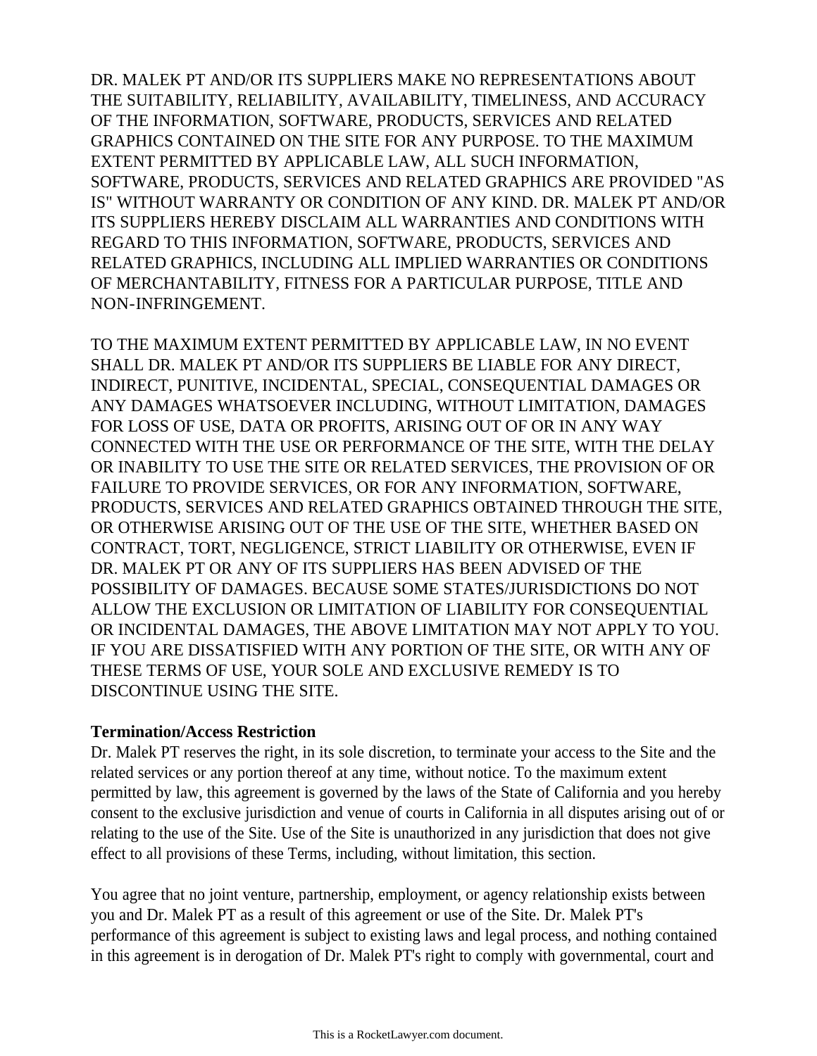DR. MALEK PT AND/OR ITS SUPPLIERS MAKE NO REPRESENTATIONS ABOUT THE SUITABILITY, RELIABILITY, AVAILABILITY, TIMELINESS, AND ACCURACY OF THE INFORMATION, SOFTWARE, PRODUCTS, SERVICES AND RELATED GRAPHICS CONTAINED ON THE SITE FOR ANY PURPOSE. TO THE MAXIMUM EXTENT PERMITTED BY APPLICABLE LAW, ALL SUCH INFORMATION, SOFTWARE, PRODUCTS, SERVICES AND RELATED GRAPHICS ARE PROVIDED "AS IS" WITHOUT WARRANTY OR CONDITION OF ANY KIND. DR. MALEK PT AND/OR ITS SUPPLIERS HEREBY DISCLAIM ALL WARRANTIES AND CONDITIONS WITH REGARD TO THIS INFORMATION, SOFTWARE, PRODUCTS, SERVICES AND RELATED GRAPHICS, INCLUDING ALL IMPLIED WARRANTIES OR CONDITIONS OF MERCHANTABILITY, FITNESS FOR A PARTICULAR PURPOSE, TITLE AND NON-INFRINGEMENT.

TO THE MAXIMUM EXTENT PERMITTED BY APPLICABLE LAW, IN NO EVENT SHALL DR. MALEK PT AND/OR ITS SUPPLIERS BE LIABLE FOR ANY DIRECT, INDIRECT, PUNITIVE, INCIDENTAL, SPECIAL, CONSEQUENTIAL DAMAGES OR ANY DAMAGES WHATSOEVER INCLUDING, WITHOUT LIMITATION, DAMAGES FOR LOSS OF USE, DATA OR PROFITS, ARISING OUT OF OR IN ANY WAY CONNECTED WITH THE USE OR PERFORMANCE OF THE SITE, WITH THE DELAY OR INABILITY TO USE THE SITE OR RELATED SERVICES, THE PROVISION OF OR FAILURE TO PROVIDE SERVICES, OR FOR ANY INFORMATION, SOFTWARE, PRODUCTS, SERVICES AND RELATED GRAPHICS OBTAINED THROUGH THE SITE, OR OTHERWISE ARISING OUT OF THE USE OF THE SITE, WHETHER BASED ON CONTRACT, TORT, NEGLIGENCE, STRICT LIABILITY OR OTHERWISE, EVEN IF DR. MALEK PT OR ANY OF ITS SUPPLIERS HAS BEEN ADVISED OF THE POSSIBILITY OF DAMAGES. BECAUSE SOME STATES/JURISDICTIONS DO NOT ALLOW THE EXCLUSION OR LIMITATION OF LIABILITY FOR CONSEQUENTIAL OR INCIDENTAL DAMAGES, THE ABOVE LIMITATION MAY NOT APPLY TO YOU. IF YOU ARE DISSATISFIED WITH ANY PORTION OF THE SITE, OR WITH ANY OF THESE TERMS OF USE, YOUR SOLE AND EXCLUSIVE REMEDY IS TO DISCONTINUE USING THE SITE.

**Termination/Access Restriction**

Dr. Malek PT reserves the right, in its sole discretion, to terminate your access to the Site and the related services or any portion thereof at any time, without notice. To the maximum extent permitted by law, this agreement is governed by the laws of the State of California and you hereby consent to the exclusive jurisdiction and venue of courts in California in all disputes arising out of or relating to the use of the Site. Use of the Site is unauthorized in any jurisdiction that does not give effect to all provisions of these Terms, including, without limitation, this section.

You agree that no joint venture, partnership, employment, or agency relationship exists between you and Dr. Malek PT as a result of this agreement or use of the Site. Dr. Malek PT's performance of this agreement is subject to existing laws and legal process, and nothing contained in this agreement is in derogation of Dr. Malek PT's right to comply with governmental, court and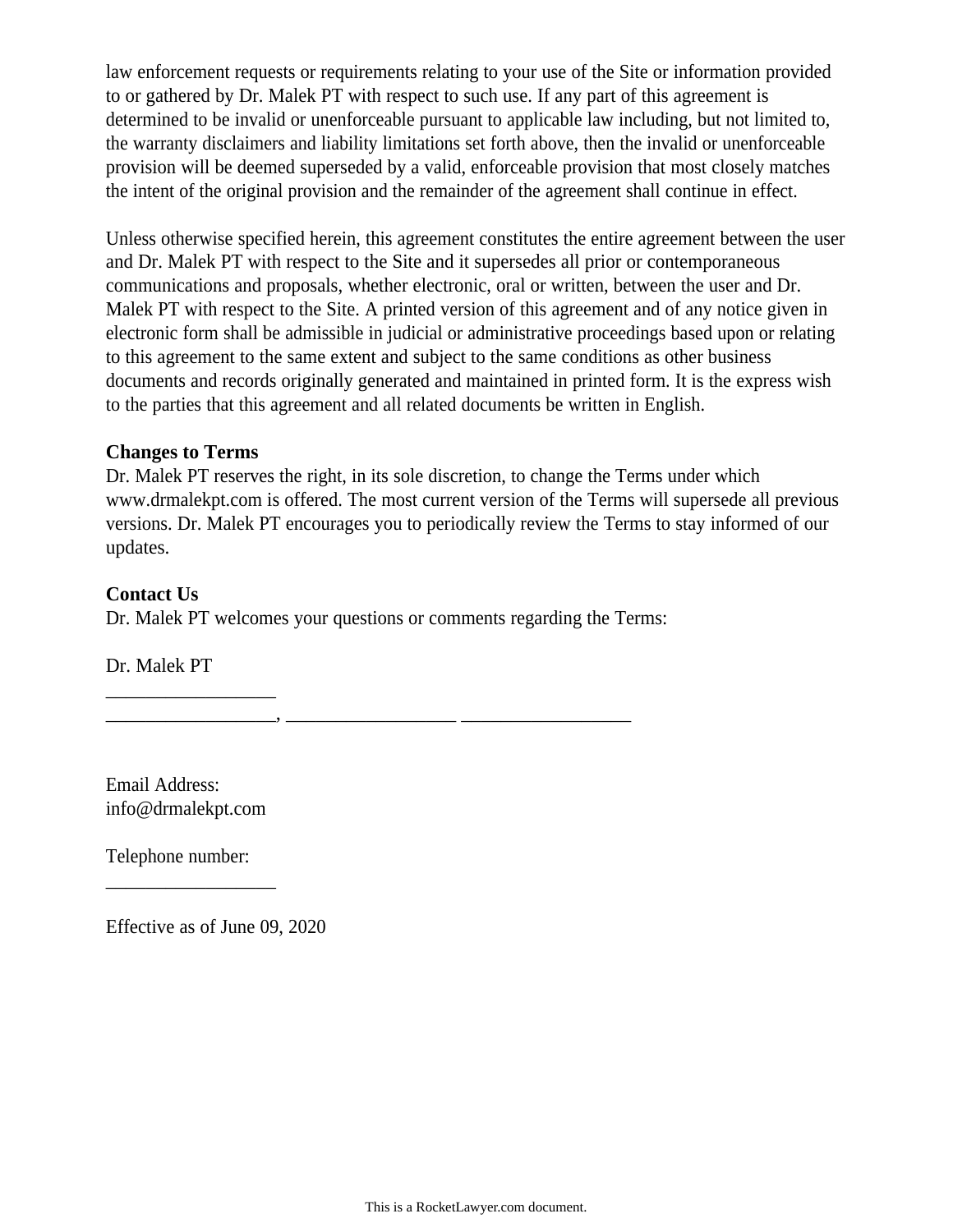law enforcement requests or requirements relating to your use of the Site or information provided to or gathered by Dr. Malek PT with respect to such use. If any part of this agreement is determined to be invalid or unenforceable pursuant to applicable law including, but not limited to, the warranty disclaimers and liability limitations set forth above, then the invalid or unenforceable provision will be deemed superseded by a valid, enforceable provision that most closely matches the intent of the original provision and the remainder of the agreement shall continue in effect.

Unless otherwise specified herein, this agreement constitutes the entire agreement between the user and Dr. Malek PT with respect to the Site and it supersedes all prior or contemporaneous communications and proposals, whether electronic, oral or written, between the user and Dr. Malek PT with respect to the Site. A printed version of this agreement and of any notice given in electronic form shall be admissible in judicial or administrative proceedings based upon or relating to this agreement to the same extent and subject to the same conditions as other business documents and records originally generated and maintained in printed form. It is the express wish to the parties that this agreement and all related documents be written in English.

**Changes to Terms**

Dr. Malek PT reserves the right, in its sole discretion, to change the Terms under which www.drmalekpt.com is offered. The most current version of the Terms will supersede all previous versions. Dr. Malek PT encourages you to periodically review the Terms to stay informed of our updates.

**Contact Us**

Dr. Malek PT welcomes your questions or comments regarding the Terms:

Dr. Malek PT
__________________
__________________, __________________ __________________

Email Address:
info@drmalekpt.com

Telephone number:
__________________

Effective as of June 09, 2020

This is a RocketLawyer.com document.